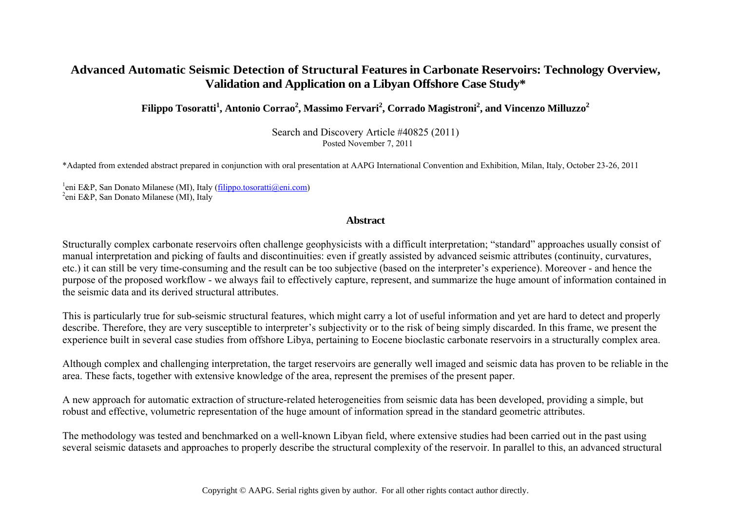# Advanced Automatic Seismic Detection of Structural Features in Carbonate Reservoirs: Technology Overview, Validation and Application on a Libyan Offshore Case Study*

**Filippo Tosoratti[1], Antonio Corrao[2], Massimo Fervari[2], Corrado Magistroni[2], and Vincenzo Milluzzo[2]**

Search and Discovery Article #40825 (2011)
Posted November 7, 2011

*Adapted from extended abstract prepared in conjunction with oral presentation at AAPG International Convention and Exhibition, Milan, Italy, October 23-26, 2011

[1]eni E&P, San Donato Milanese (MI), Italy (filippo.tosoratti@eni.com)
[2]eni E&P, San Donato Milanese (MI), Italy

## Abstract

Structurally complex carbonate reservoirs often challenge geophysicists with a difficult interpretation; "standard" approaches usually consist of manual interpretation and picking of faults and discontinuities: even if greatly assisted by advanced seismic attributes (continuity, curvatures, etc.) it can still be very time-consuming and the result can be too subjective (based on the interpreter's experience). Moreover - and hence the purpose of the proposed workflow - we always fail to effectively capture, represent, and summarize the huge amount of information contained in the seismic data and its derived structural attributes.

This is particularly true for sub-seismic structural features, which might carry a lot of useful information and yet are hard to detect and properly describe. Therefore, they are very susceptible to interpreter's subjectivity or to the risk of being simply discarded. In this frame, we present the experience built in several case studies from offshore Libya, pertaining to Eocene bioclastic carbonate reservoirs in a structurally complex area.

Although complex and challenging interpretation, the target reservoirs are generally well imaged and seismic data has proven to be reliable in the area. These facts, together with extensive knowledge of the area, represent the premises of the present paper.

A new approach for automatic extraction of structure-related heterogeneities from seismic data has been developed, providing a simple, but robust and effective, volumetric representation of the huge amount of information spread in the standard geometric attributes.

The methodology was tested and benchmarked on a well-known Libyan field, where extensive studies had been carried out in the past using several seismic datasets and approaches to properly describe the structural complexity of the reservoir. In parallel to this, an advanced structural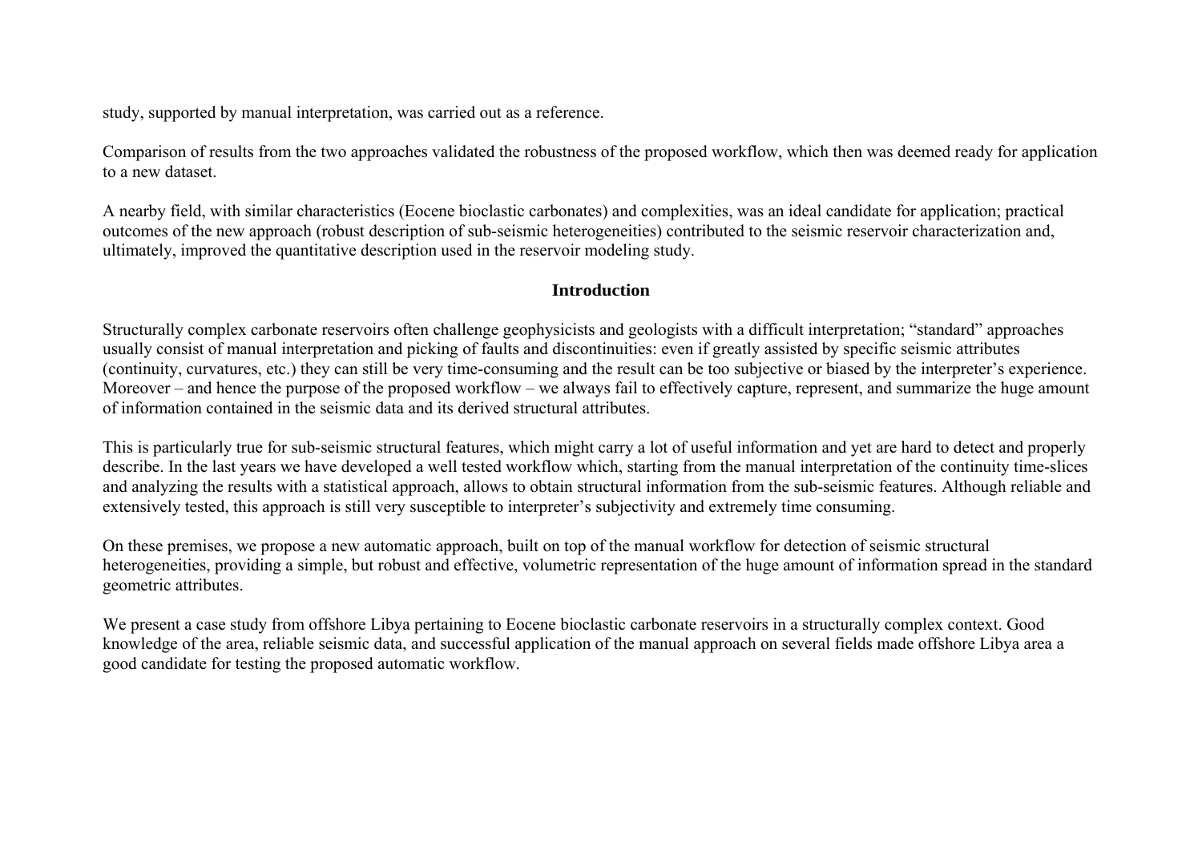study, supported by manual interpretation, was carried out as a reference.

Comparison of results from the two approaches validated the robustness of the proposed workflow, which then was deemed ready for application to a new dataset.

A nearby field, with similar characteristics (Eocene bioclastic carbonates) and complexities, was an ideal candidate for application; practical outcomes of the new approach (robust description of sub-seismic heterogeneities) contributed to the seismic reservoir characterization and, ultimately, improved the quantitative description used in the reservoir modeling study.

## Introduction

Structurally complex carbonate reservoirs often challenge geophysicists and geologists with a difficult interpretation; "standard" approaches usually consist of manual interpretation and picking of faults and discontinuities: even if greatly assisted by specific seismic attributes (continuity, curvatures, etc.) they can still be very time-consuming and the result can be too subjective or biased by the interpreter's experience. Moreover – and hence the purpose of the proposed workflow – we always fail to effectively capture, represent, and summarize the huge amount of information contained in the seismic data and its derived structural attributes.

This is particularly true for sub-seismic structural features, which might carry a lot of useful information and yet are hard to detect and properly describe. In the last years we have developed a well tested workflow which, starting from the manual interpretation of the continuity time-slices and analyzing the results with a statistical approach, allows to obtain structural information from the sub-seismic features. Although reliable and extensively tested, this approach is still very susceptible to interpreter's subjectivity and extremely time consuming.

On these premises, we propose a new automatic approach, built on top of the manual workflow for detection of seismic structural heterogeneities, providing a simple, but robust and effective, volumetric representation of the huge amount of information spread in the standard geometric attributes.

We present a case study from offshore Libya pertaining to Eocene bioclastic carbonate reservoirs in a structurally complex context. Good knowledge of the area, reliable seismic data, and successful application of the manual approach on several fields made offshore Libya area a good candidate for testing the proposed automatic workflow.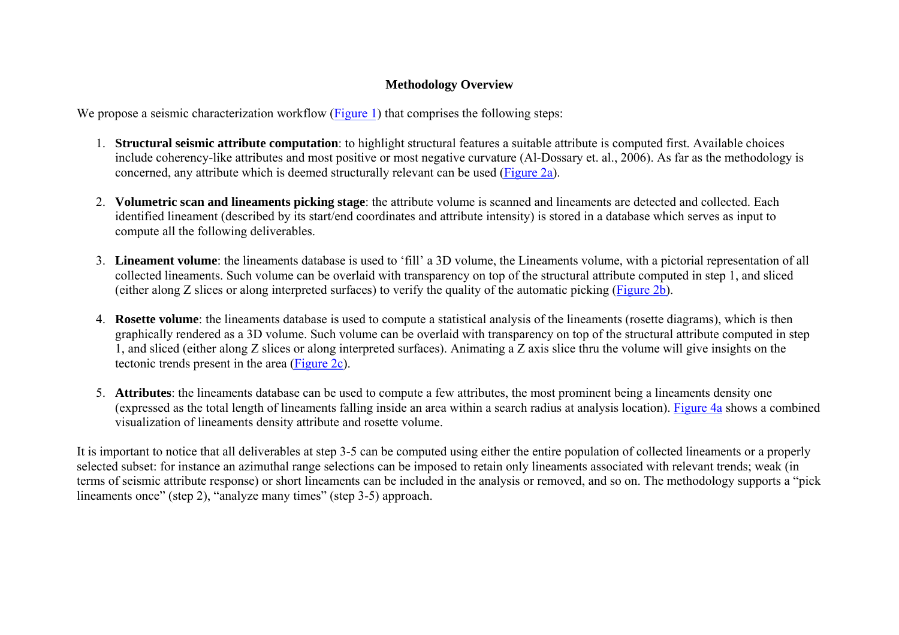## Methodology Overview

We propose a seismic characterization workflow (Figure 1) that comprises the following steps:

1. **Structural seismic attribute computation**: to highlight structural features a suitable attribute is computed first. Available choices include coherency-like attributes and most positive or most negative curvature (Al-Dossary et. al., 2006). As far as the methodology is concerned, any attribute which is deemed structurally relevant can be used (Figure 2a).

2. **Volumetric scan and lineaments picking stage**: the attribute volume is scanned and lineaments are detected and collected. Each identified lineament (described by its start/end coordinates and attribute intensity) is stored in a database which serves as input to compute all the following deliverables.

3. **Lineament volume**: the lineaments database is used to 'fill' a 3D volume, the Lineaments volume, with a pictorial representation of all collected lineaments. Such volume can be overlaid with transparency on top of the structural attribute computed in step 1, and sliced (either along Z slices or along interpreted surfaces) to verify the quality of the automatic picking (Figure 2b).

4. **Rosette volume**: the lineaments database is used to compute a statistical analysis of the lineaments (rosette diagrams), which is then graphically rendered as a 3D volume. Such volume can be overlaid with transparency on top of the structural attribute computed in step 1, and sliced (either along Z slices or along interpreted surfaces). Animating a Z axis slice thru the volume will give insights on the tectonic trends present in the area (Figure 2c).

5. **Attributes**: the lineaments database can be used to compute a few attributes, the most prominent being a lineaments density one (expressed as the total length of lineaments falling inside an area within a search radius at analysis location). Figure 4a shows a combined visualization of lineaments density attribute and rosette volume.

It is important to notice that all deliverables at step 3-5 can be computed using either the entire population of collected lineaments or a properly selected subset: for instance an azimuthal range selections can be imposed to retain only lineaments associated with relevant trends; weak (in terms of seismic attribute response) or short lineaments can be included in the analysis or removed, and so on. The methodology supports a "pick lineaments once" (step 2), "analyze many times" (step 3-5) approach.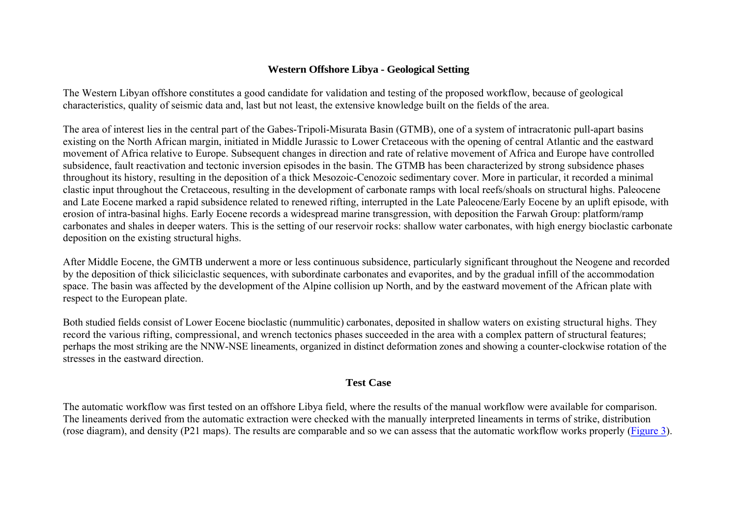## Western Offshore Libya - Geological Setting

The Western Libyan offshore constitutes a good candidate for validation and testing of the proposed workflow, because of geological characteristics, quality of seismic data and, last but not least, the extensive knowledge built on the fields of the area.

The area of interest lies in the central part of the Gabes-Tripoli-Misurata Basin (GTMB), one of a system of intracratonic pull-apart basins existing on the North African margin, initiated in Middle Jurassic to Lower Cretaceous with the opening of central Atlantic and the eastward movement of Africa relative to Europe. Subsequent changes in direction and rate of relative movement of Africa and Europe have controlled subsidence, fault reactivation and tectonic inversion episodes in the basin. The GTMB has been characterized by strong subsidence phases throughout its history, resulting in the deposition of a thick Mesozoic-Cenozoic sedimentary cover. More in particular, it recorded a minimal clastic input throughout the Cretaceous, resulting in the development of carbonate ramps with local reefs/shoals on structural highs. Paleocene and Late Eocene marked a rapid subsidence related to renewed rifting, interrupted in the Late Paleocene/Early Eocene by an uplift episode, with erosion of intra-basinal highs. Early Eocene records a widespread marine transgression, with deposition the Farwah Group: platform/ramp carbonates and shales in deeper waters. This is the setting of our reservoir rocks: shallow water carbonates, with high energy bioclastic carbonate deposition on the existing structural highs.

After Middle Eocene, the GMTB underwent a more or less continuous subsidence, particularly significant throughout the Neogene and recorded by the deposition of thick siliciclastic sequences, with subordinate carbonates and evaporites, and by the gradual infill of the accommodation space. The basin was affected by the development of the Alpine collision up North, and by the eastward movement of the African plate with respect to the European plate.

Both studied fields consist of Lower Eocene bioclastic (nummulitic) carbonates, deposited in shallow waters on existing structural highs. They record the various rifting, compressional, and wrench tectonics phases succeeded in the area with a complex pattern of structural features; perhaps the most striking are the NNW-NSE lineaments, organized in distinct deformation zones and showing a counter-clockwise rotation of the stresses in the eastward direction.

## Test Case

The automatic workflow was first tested on an offshore Libya field, where the results of the manual workflow were available for comparison. The lineaments derived from the automatic extraction were checked with the manually interpreted lineaments in terms of strike, distribution (rose diagram), and density (P21 maps). The results are comparable and so we can assess that the automatic workflow works properly (Figure 3).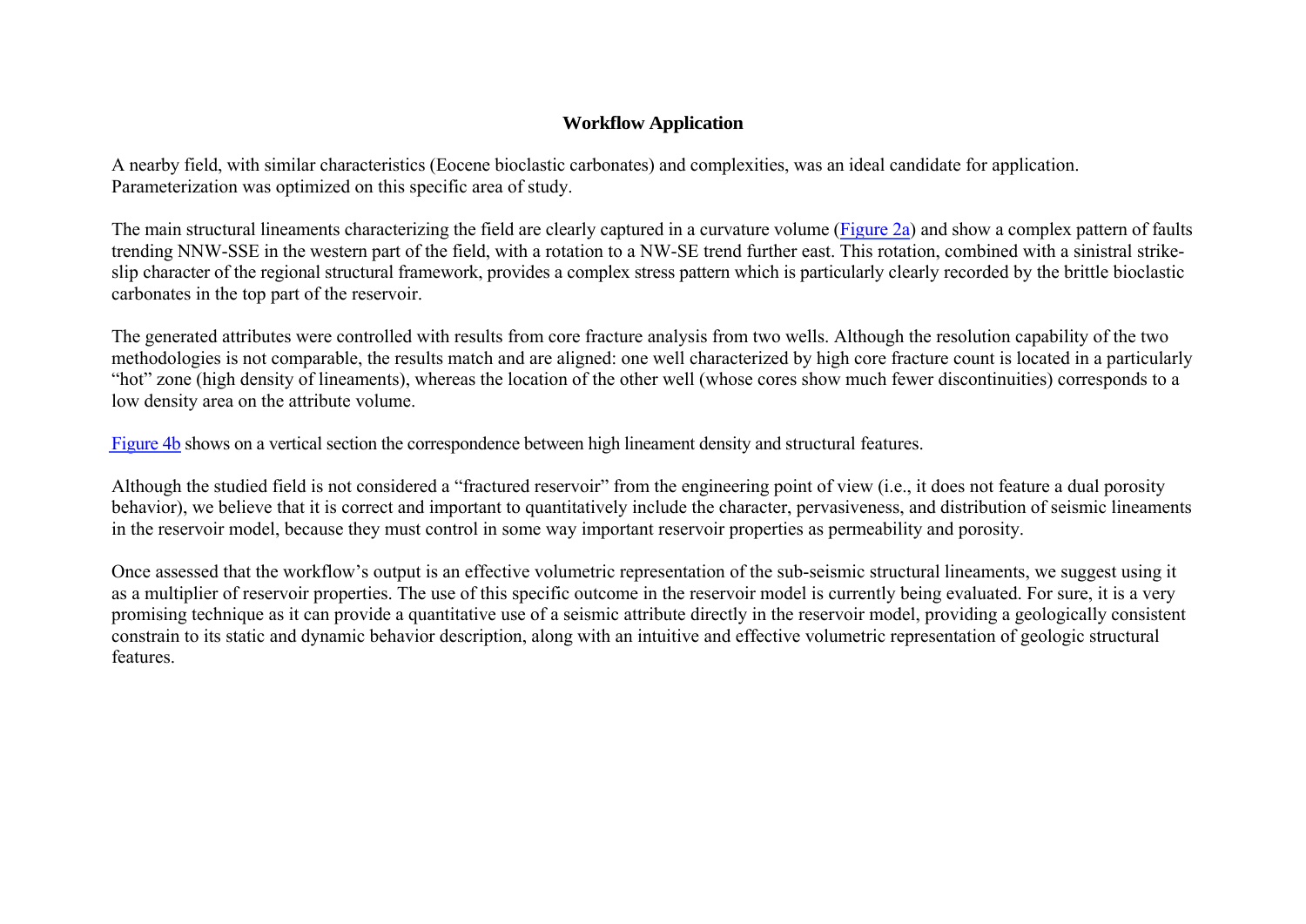## Workflow Application

A nearby field, with similar characteristics (Eocene bioclastic carbonates) and complexities, was an ideal candidate for application. Parameterization was optimized on this specific area of study.

The main structural lineaments characterizing the field are clearly captured in a curvature volume (Figure 2a) and show a complex pattern of faults trending NNW-SSE in the western part of the field, with a rotation to a NW-SE trend further east. This rotation, combined with a sinistral strike-slip character of the regional structural framework, provides a complex stress pattern which is particularly clearly recorded by the brittle bioclastic carbonates in the top part of the reservoir.

The generated attributes were controlled with results from core fracture analysis from two wells. Although the resolution capability of the two methodologies is not comparable, the results match and are aligned: one well characterized by high core fracture count is located in a particularly "hot" zone (high density of lineaments), whereas the location of the other well (whose cores show much fewer discontinuities) corresponds to a low density area on the attribute volume.

Figure 4b shows on a vertical section the correspondence between high lineament density and structural features.

Although the studied field is not considered a "fractured reservoir" from the engineering point of view (i.e., it does not feature a dual porosity behavior), we believe that it is correct and important to quantitatively include the character, pervasiveness, and distribution of seismic lineaments in the reservoir model, because they must control in some way important reservoir properties as permeability and porosity.

Once assessed that the workflow's output is an effective volumetric representation of the sub-seismic structural lineaments, we suggest using it as a multiplier of reservoir properties. The use of this specific outcome in the reservoir model is currently being evaluated. For sure, it is a very promising technique as it can provide a quantitative use of a seismic attribute directly in the reservoir model, providing a geologically consistent constrain to its static and dynamic behavior description, along with an intuitive and effective volumetric representation of geologic structural features.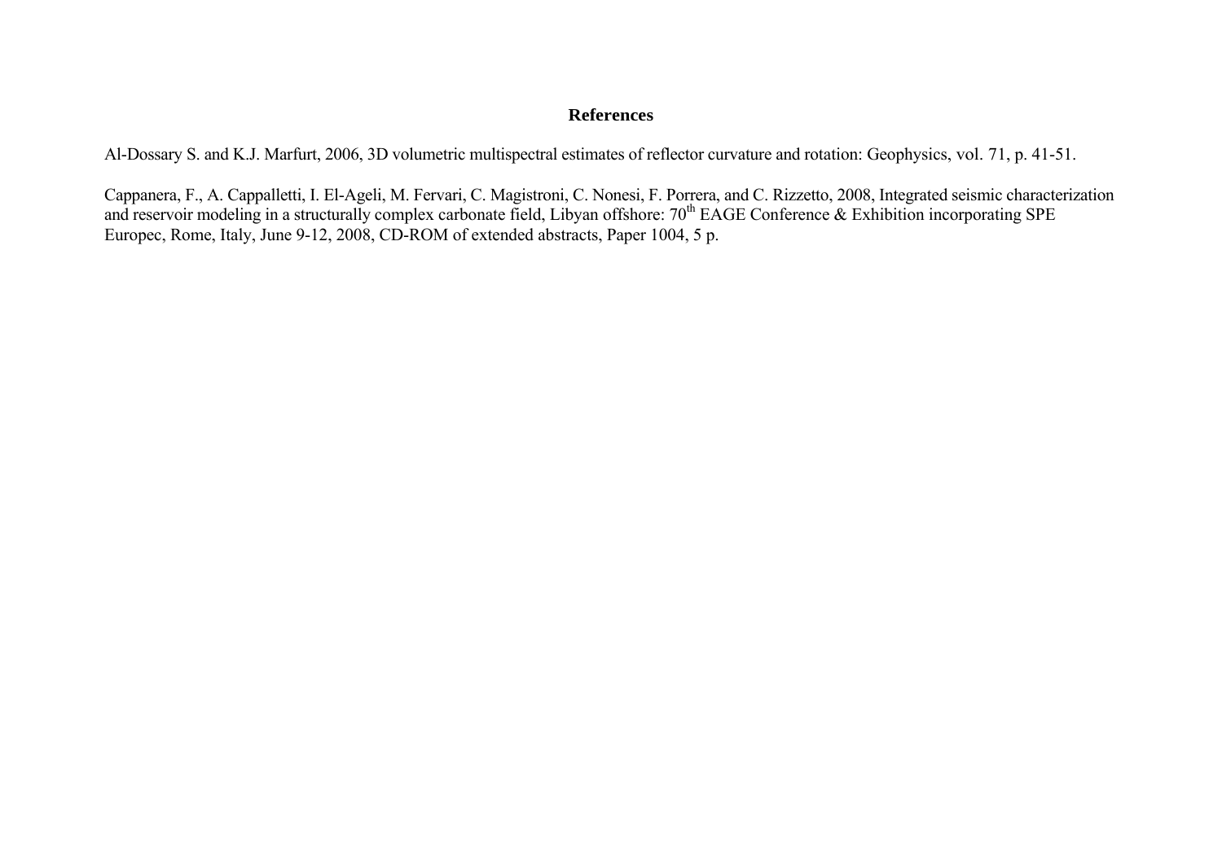## References

Al-Dossary S. and K.J. Marfurt, 2006, 3D volumetric multispectral estimates of reflector curvature and rotation: Geophysics, vol. 71, p. 41-51.

Cappanera, F., A. Cappalletti, I. El-Ageli, M. Fervari, C. Magistroni, C. Nonesi, F. Porrera, and C. Rizzetto, 2008, Integrated seismic characterization and reservoir modeling in a structurally complex carbonate field, Libyan offshore: 70$^{th}$ EAGE Conference & Exhibition incorporating SPE Europec, Rome, Italy, June 9-12, 2008, CD-ROM of extended abstracts, Paper 1004, 5 p.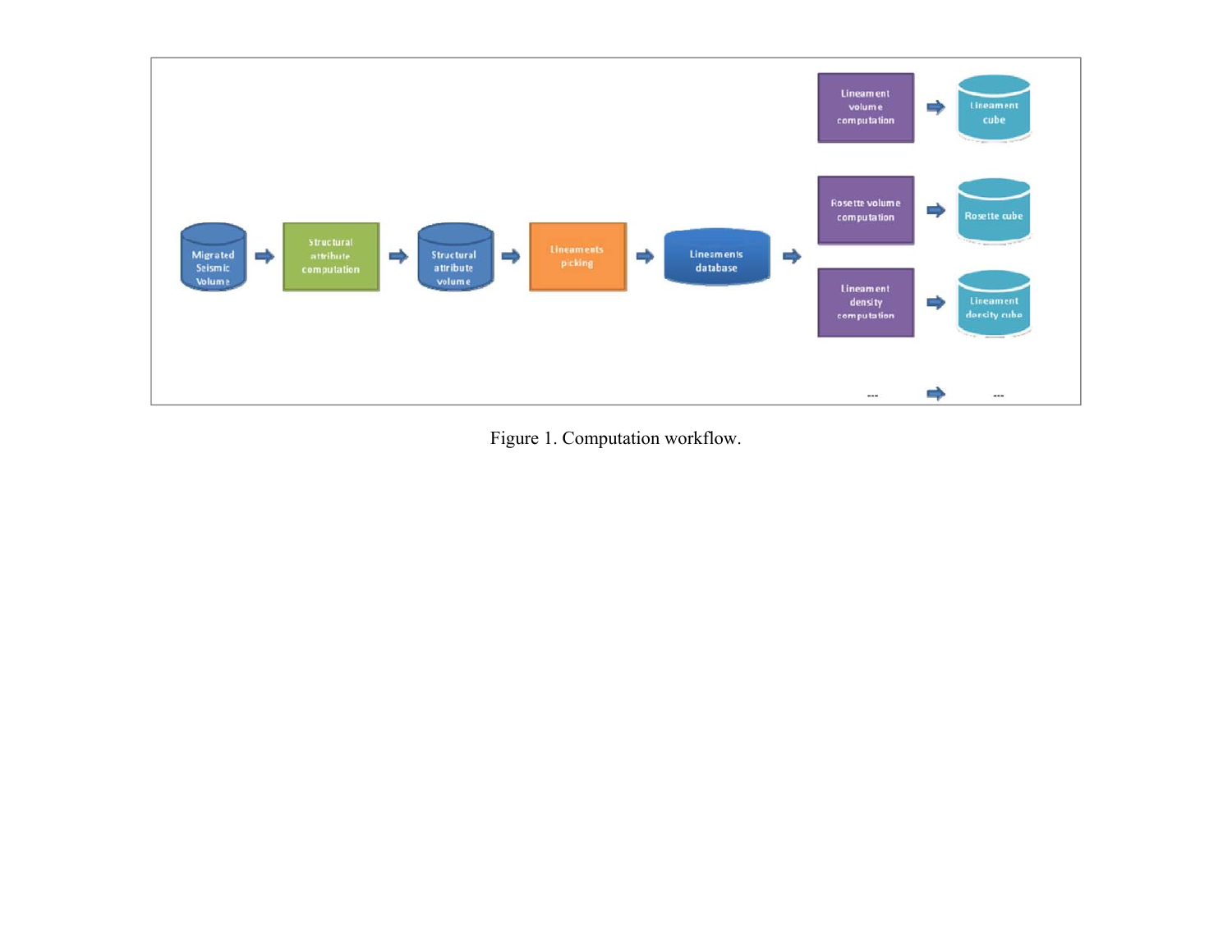Figure 1. Computation workflow.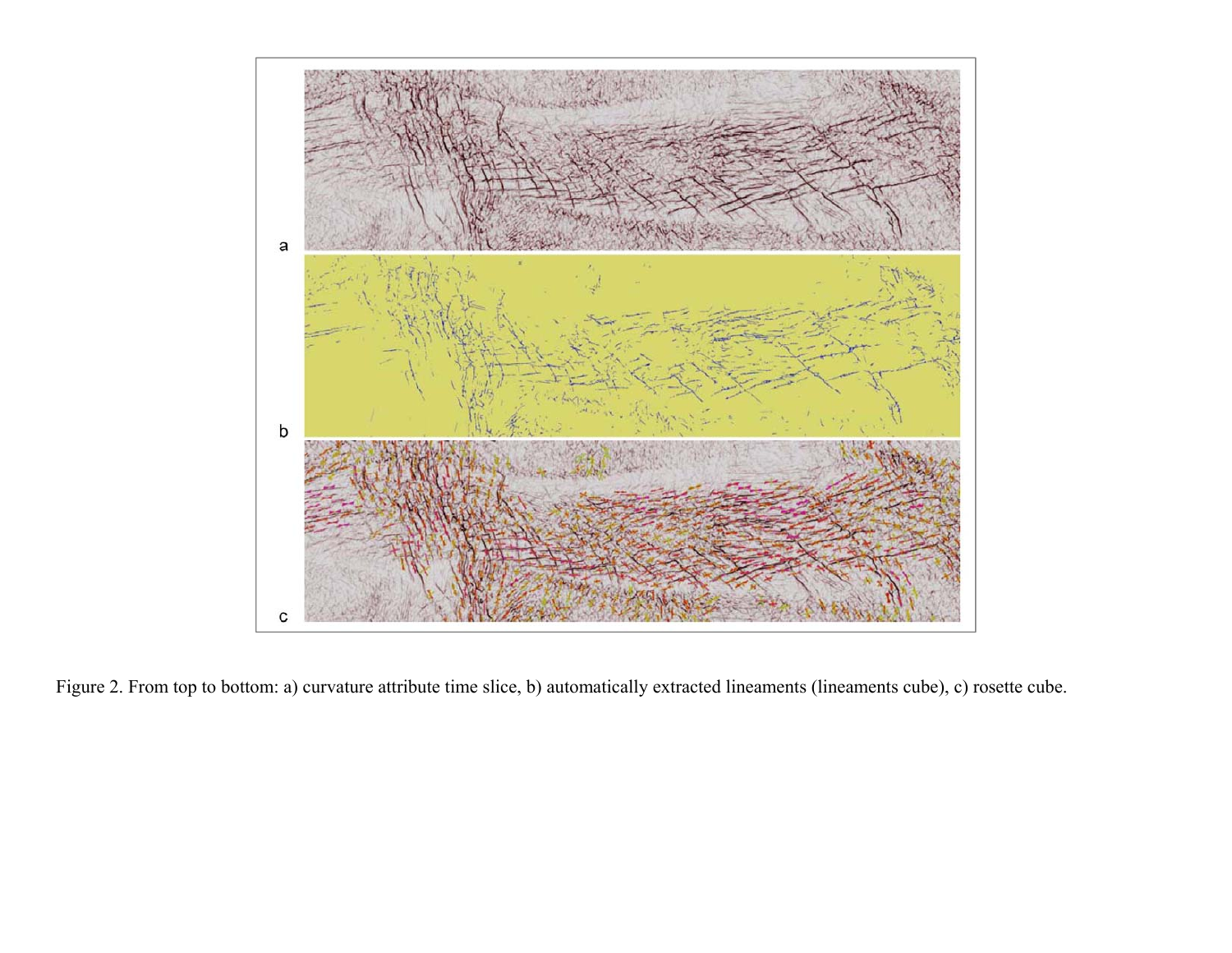Figure 2. From top to bottom: a) curvature attribute time slice, b) automatically extracted lineaments (lineaments cube), c) rosette cube.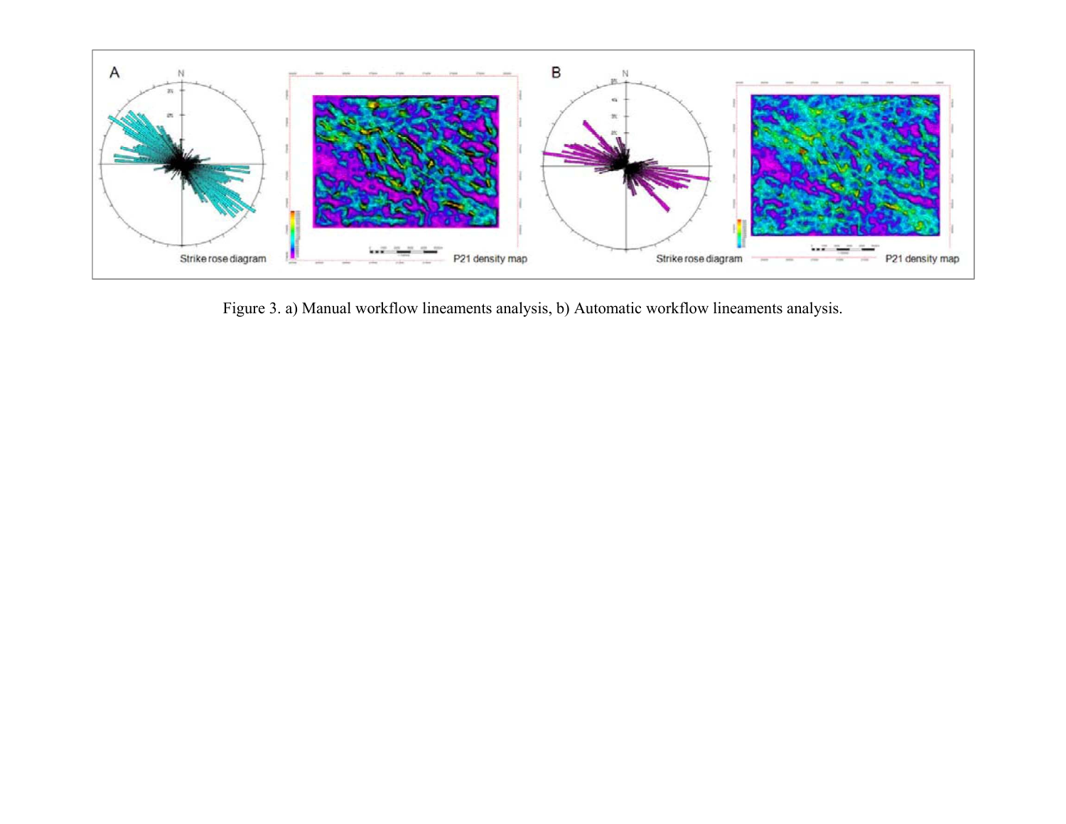Figure 3. a) Manual workflow lineaments analysis, b) Automatic workflow lineaments analysis.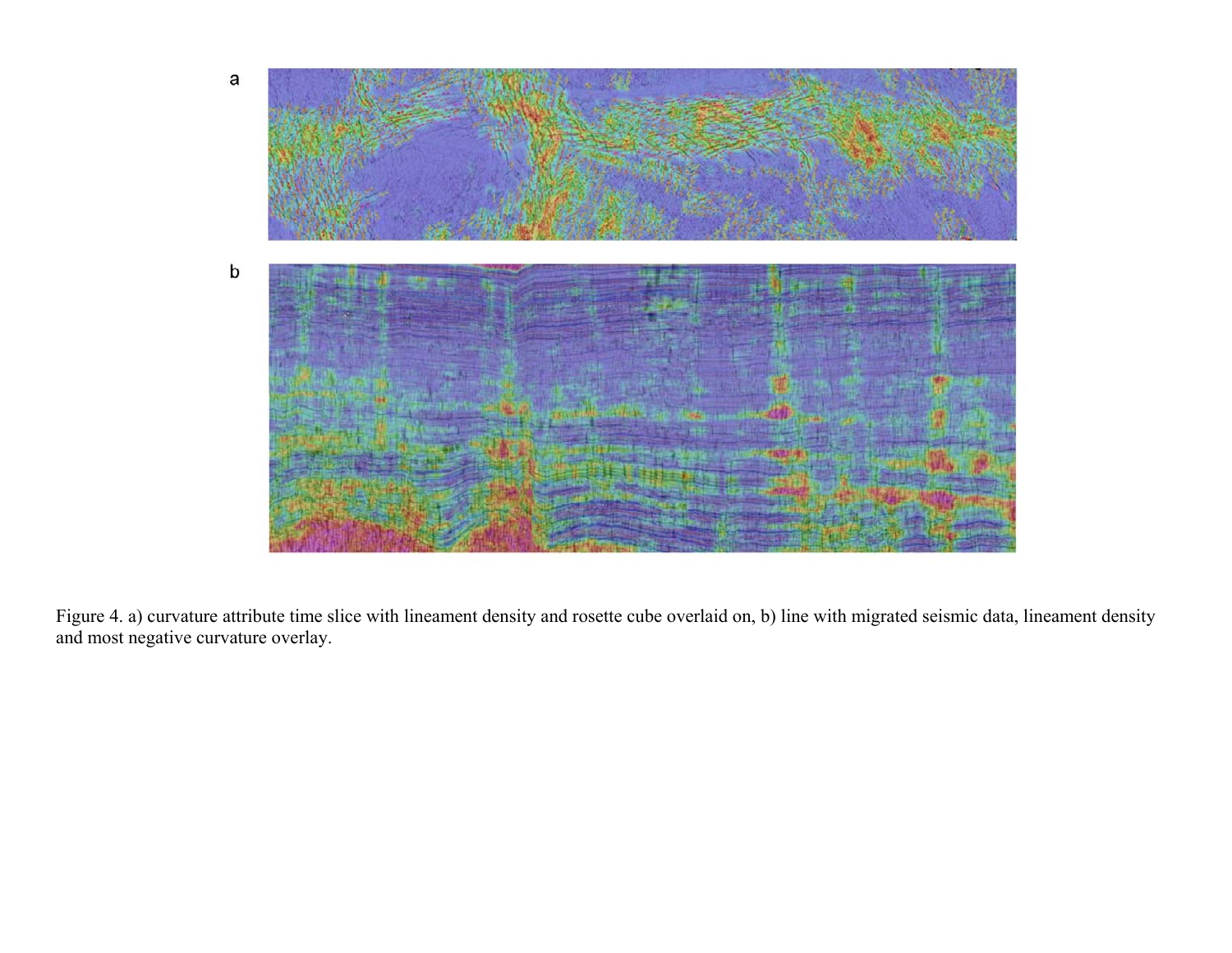a

b

Figure 4. a) curvature attribute time slice with lineament density and rosette cube overlaid on, b) line with migrated seismic data, lineament density and most negative curvature overlay.